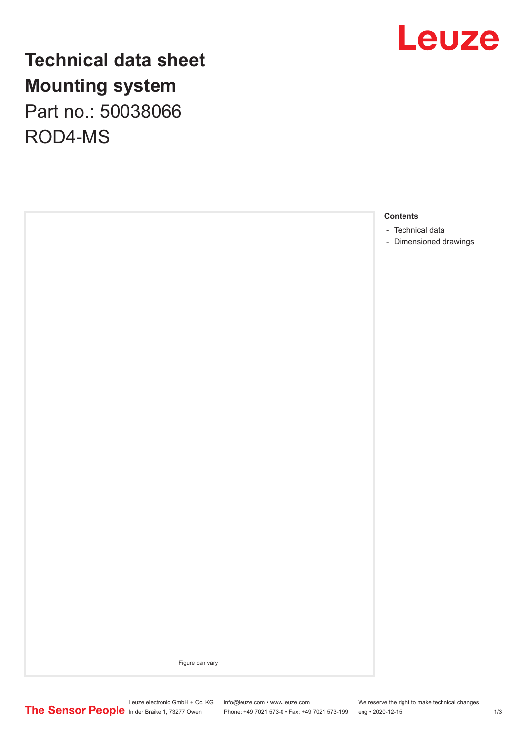# Technical data sheet
# Mounting system

Part no.: 50038066

ROD4-MS

Figure can vary

**Contents**

- Technical data
- Dimensioned drawings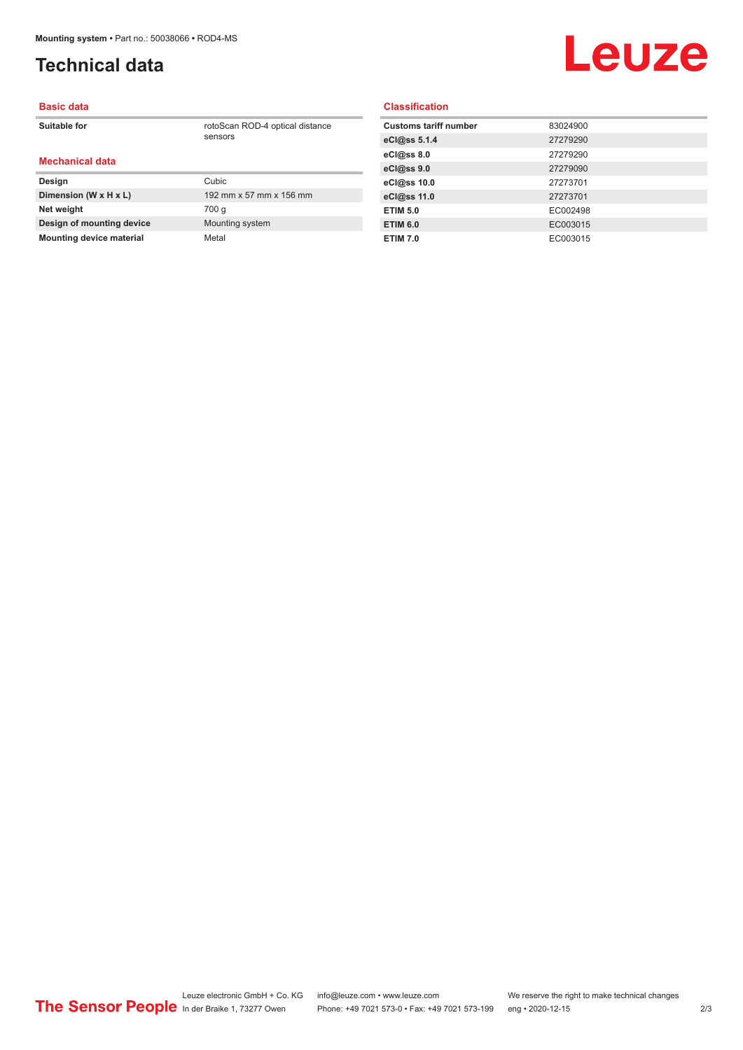# Technical data

## Basic data

| | |
|---|---|
| **Suitable for** | rotoScan ROD-4 optical distance sensors |

## Mechanical data

| | |
|---|---|
| **Design** | Cubic |
| **Dimension (W x H x L)** | 192 mm x 57 mm x 156 mm |
| **Net weight** | 700 g |
| **Design of mounting device** | Mounting system |
| **Mounting device material** | Metal |

## Classification

| | |
|---|---|
| **Customs tariff number** | 83024900 |
| **eCl@ss 5.1.4** | 27279290 |
| **eCl@ss 8.0** | 27279290 |
| **eCl@ss 9.0** | 27279090 |
| **eCl@ss 10.0** | 27273701 |
| **eCl@ss 11.0** | 27273701 |
| **ETIM 5.0** | EC002498 |
| **ETIM 6.0** | EC003015 |
| **ETIM 7.0** | EC003015 |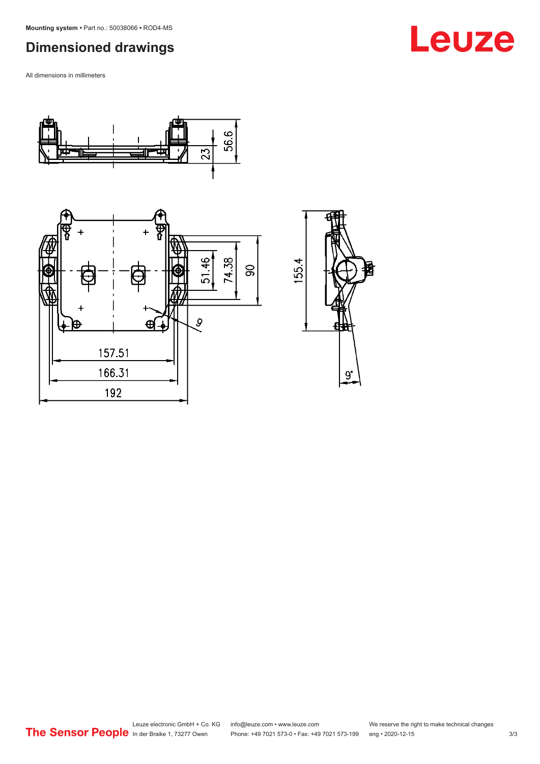## Dimensioned drawings

All dimensions in millimeters

23
56.6
51.46
74.38
90
9
157.51
166.31
192
155.4
9°